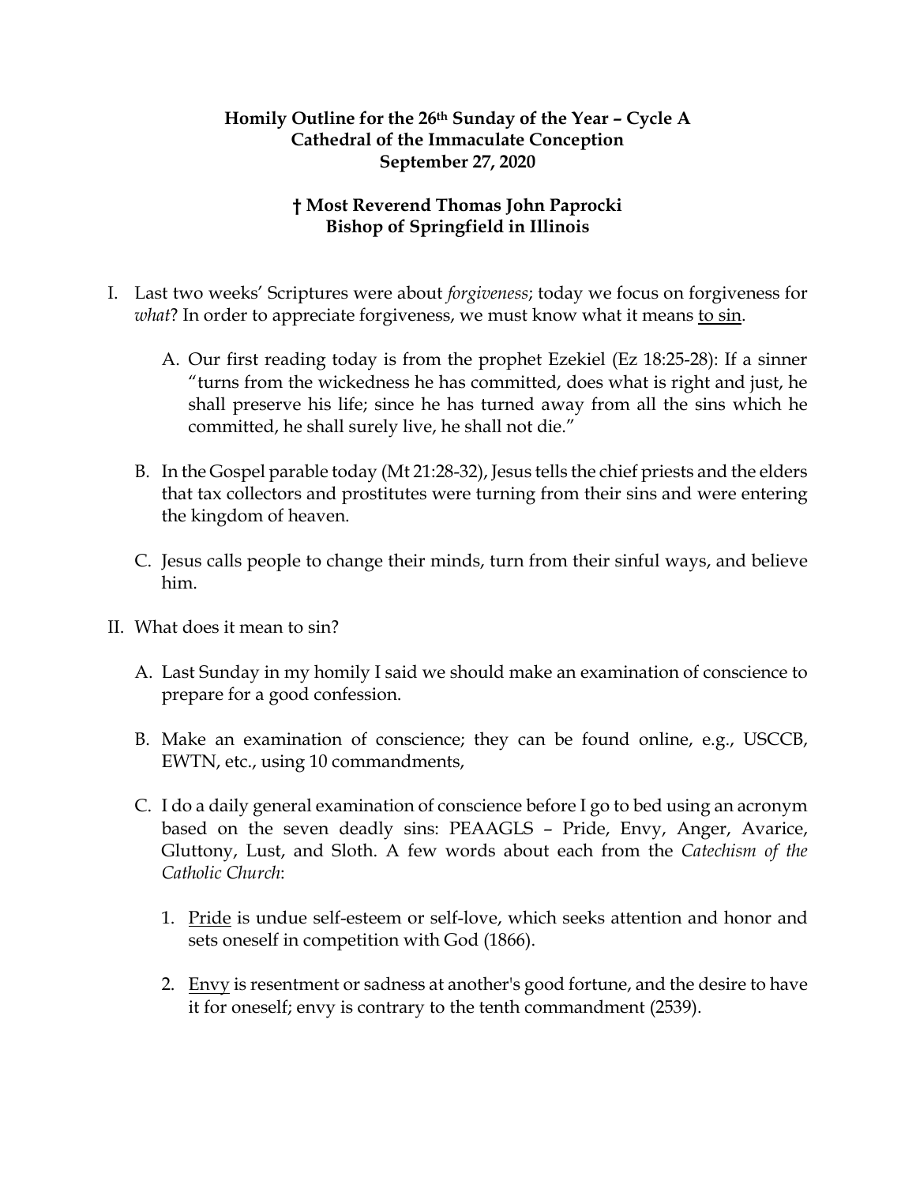**Homily Outline for the 26th Sunday of the Year – Cycle A**
**Cathedral of the Immaculate Conception**
**September 27, 2020**

**† Most Reverend Thomas John Paprocki**
**Bishop of Springfield in Illinois**

I. Last two weeks' Scriptures were about *forgiveness*; today we focus on forgiveness for *what*? In order to appreciate forgiveness, we must know what it means <u>to sin</u>.

   A. Our first reading today is from the prophet Ezekiel (Ez 18:25-28): If a sinner "turns from the wickedness he has committed, does what is right and just, he shall preserve his life; since he has turned away from all the sins which he committed, he shall surely live, he shall not die."

   B. In the Gospel parable today (Mt 21:28-32), Jesus tells the chief priests and the elders that tax collectors and prostitutes were turning from their sins and were entering the kingdom of heaven.

   C. Jesus calls people to change their minds, turn from their sinful ways, and believe him.

II. What does it mean to sin?

   A. Last Sunday in my homily I said we should make an examination of conscience to prepare for a good confession.

   B. Make an examination of conscience; they can be found online, e.g., USCCB, EWTN, etc., using 10 commandments,

   C. I do a daily general examination of conscience before I go to bed using an acronym based on the seven deadly sins: PEAAGLS – Pride, Envy, Anger, Avarice, Gluttony, Lust, and Sloth. A few words about each from the *Catechism of the Catholic Church*:

      1. <u>Pride</u> is undue self-esteem or self-love, which seeks attention and honor and sets oneself in competition with God (1866).

      2. <u>Envy</u> is resentment or sadness at another's good fortune, and the desire to have it for oneself; envy is contrary to the tenth commandment (2539).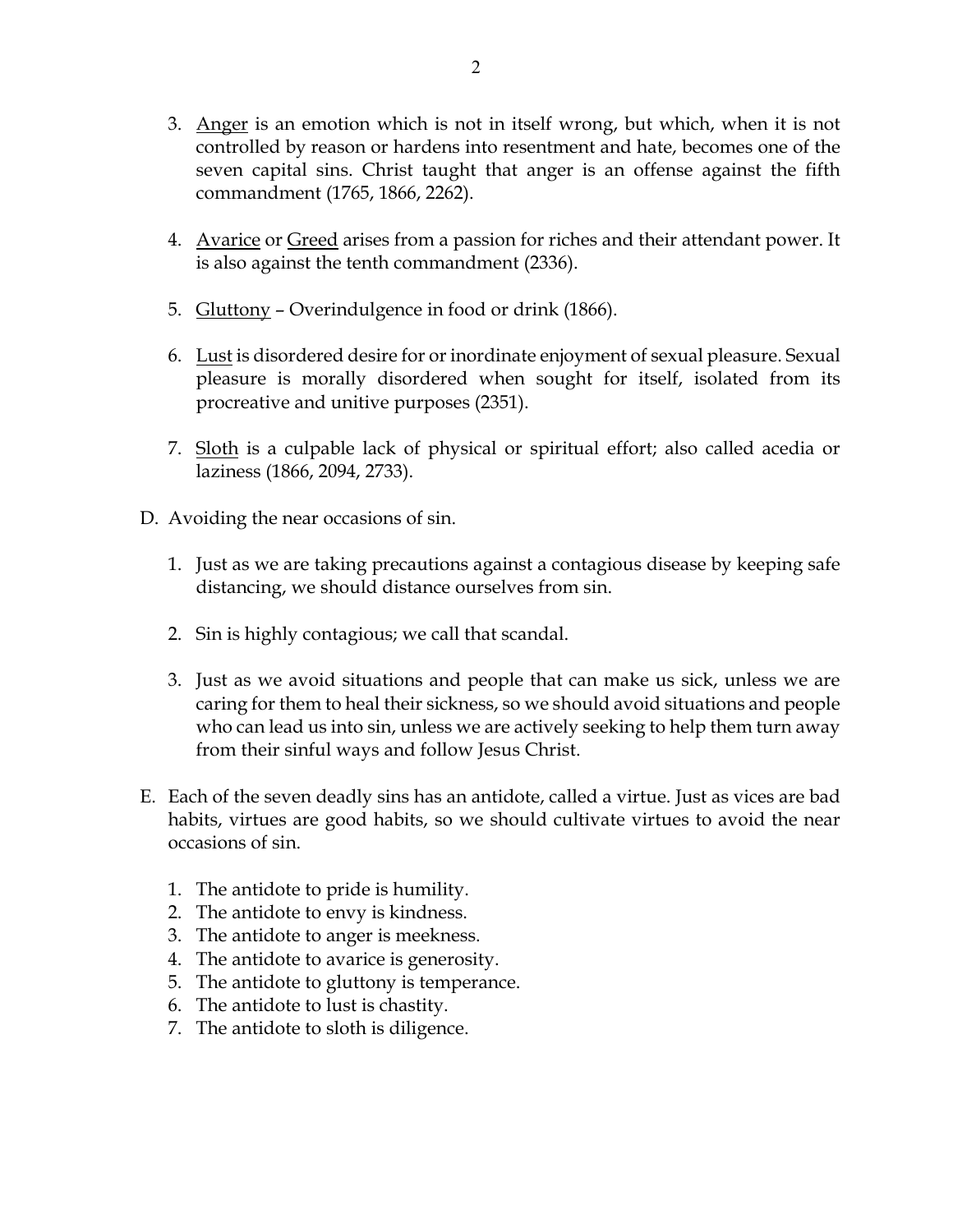3. <u>Anger</u> is an emotion which is not in itself wrong, but which, when it is not controlled by reason or hardens into resentment and hate, becomes one of the seven capital sins. Christ taught that anger is an offense against the fifth commandment (1765, 1866, 2262).

4. <u>Avarice</u> or <u>Greed</u> arises from a passion for riches and their attendant power. It is also against the tenth commandment (2336).

5. <u>Gluttony</u> – Overindulgence in food or drink (1866).

6. <u>Lust</u> is disordered desire for or inordinate enjoyment of sexual pleasure. Sexual pleasure is morally disordered when sought for itself, isolated from its procreative and unitive purposes (2351).

7. <u>Sloth</u> is a culpable lack of physical or spiritual effort; also called acedia or laziness (1866, 2094, 2733).

D. Avoiding the near occasions of sin.

1. Just as we are taking precautions against a contagious disease by keeping safe distancing, we should distance ourselves from sin.

2. Sin is highly contagious; we call that scandal.

3. Just as we avoid situations and people that can make us sick, unless we are caring for them to heal their sickness, so we should avoid situations and people who can lead us into sin, unless we are actively seeking to help them turn away from their sinful ways and follow Jesus Christ.

E. Each of the seven deadly sins has an antidote, called a virtue. Just as vices are bad habits, virtues are good habits, so we should cultivate virtues to avoid the near occasions of sin.

1. The antidote to pride is humility.
2. The antidote to envy is kindness.
3. The antidote to anger is meekness.
4. The antidote to avarice is generosity.
5. The antidote to gluttony is temperance.
6. The antidote to lust is chastity.
7. The antidote to sloth is diligence.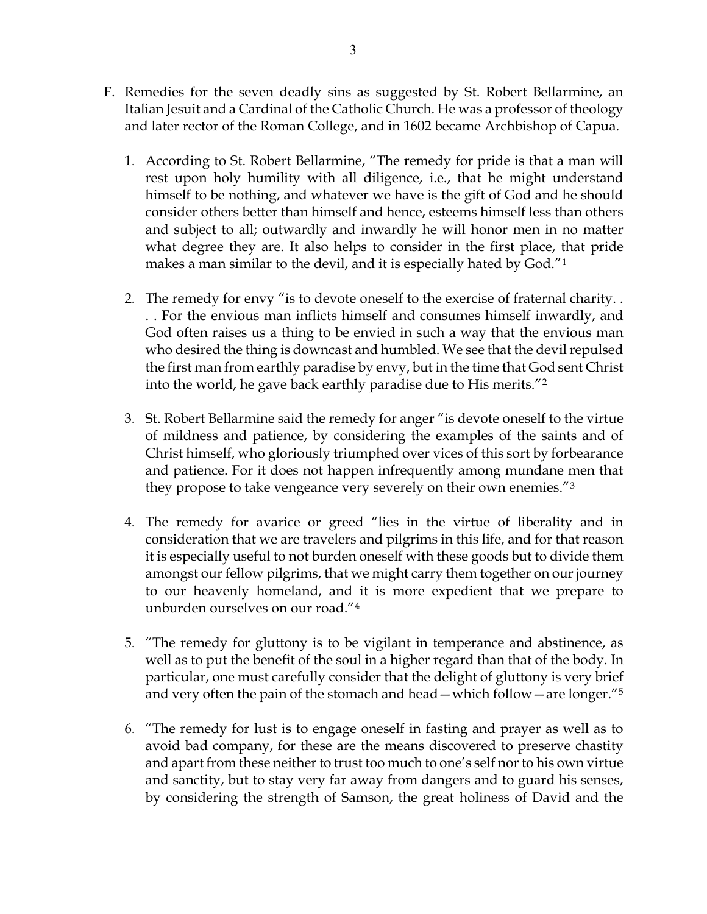F. Remedies for the seven deadly sins as suggested by St. Robert Bellarmine, an Italian Jesuit and a Cardinal of the Catholic Church. He was a professor of theology and later rector of the Roman College, and in 1602 became Archbishop of Capua.

   1. According to St. Robert Bellarmine, "The remedy for pride is that a man will rest upon holy humility with all diligence, i.e., that he might understand himself to be nothing, and whatever we have is the gift of God and he should consider others better than himself and hence, esteems himself less than others and subject to all; outwardly and inwardly he will honor men in no matter what degree they are. It also helps to consider in the first place, that pride makes a man similar to the devil, and it is especially hated by God."[1]

   2. The remedy for envy "is to devote oneself to the exercise of fraternal charity. . . . For the envious man inflicts himself and consumes himself inwardly, and God often raises us a thing to be envied in such a way that the envious man who desired the thing is downcast and humbled. We see that the devil repulsed the first man from earthly paradise by envy, but in the time that God sent Christ into the world, he gave back earthly paradise due to His merits."[2]

   3. St. Robert Bellarmine said the remedy for anger "is devote oneself to the virtue of mildness and patience, by considering the examples of the saints and of Christ himself, who gloriously triumphed over vices of this sort by forbearance and patience. For it does not happen infrequently among mundane men that they propose to take vengeance very severely on their own enemies."[3]

   4. The remedy for avarice or greed "lies in the virtue of liberality and in consideration that we are travelers and pilgrims in this life, and for that reason it is especially useful to not burden oneself with these goods but to divide them amongst our fellow pilgrims, that we might carry them together on our journey to our heavenly homeland, and it is more expedient that we prepare to unburden ourselves on our road."[4]

   5. "The remedy for gluttony is to be vigilant in temperance and abstinence, as well as to put the benefit of the soul in a higher regard than that of the body. In particular, one must carefully consider that the delight of gluttony is very brief and very often the pain of the stomach and head—which follow—are longer."[5]

   6. "The remedy for lust is to engage oneself in fasting and prayer as well as to avoid bad company, for these are the means discovered to preserve chastity and apart from these neither to trust too much to one's self nor to his own virtue and sanctity, but to stay very far away from dangers and to guard his senses, by considering the strength of Samson, the great holiness of David and the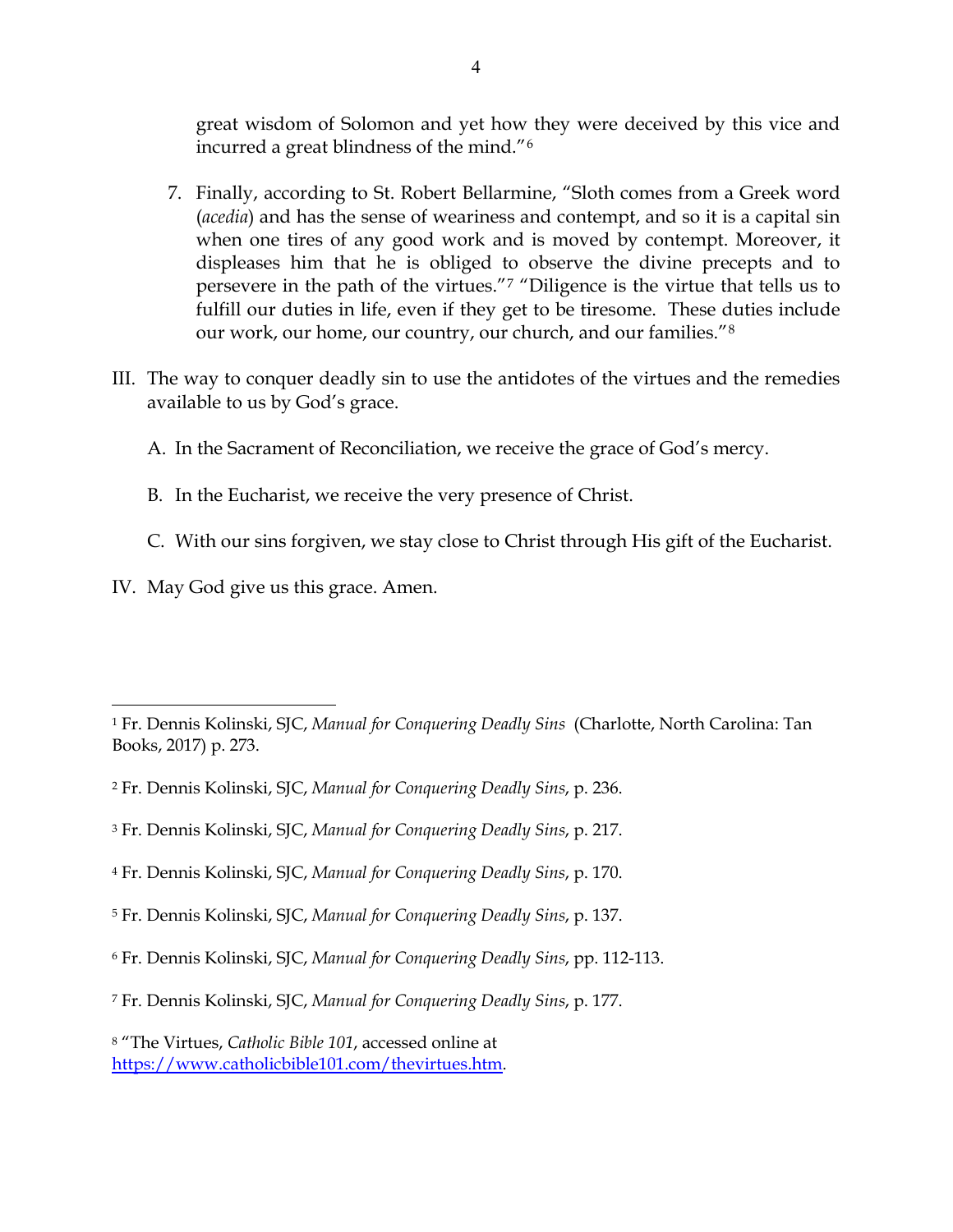great wisdom of Solomon and yet how they were deceived by this vice and incurred a great blindness of the mind."[6]

7. Finally, according to St. Robert Bellarmine, "Sloth comes from a Greek word (*acedia*) and has the sense of weariness and contempt, and so it is a capital sin when one tires of any good work and is moved by contempt. Moreover, it displeases him that he is obliged to observe the divine precepts and to persevere in the path of the virtues."[7] "Diligence is the virtue that tells us to fulfill our duties in life, even if they get to be tiresome. These duties include our work, our home, our country, our church, and our families."[8]

III. The way to conquer deadly sin to use the antidotes of the virtues and the remedies available to us by God's grace.

   A. In the Sacrament of Reconciliation, we receive the grace of God's mercy.

   B. In the Eucharist, we receive the very presence of Christ.

   C. With our sins forgiven, we stay close to Christ through His gift of the Eucharist.

IV. May God give us this grace. Amen.

---

[1] Fr. Dennis Kolinski, SJC, *Manual for Conquering Deadly Sins* (Charlotte, North Carolina: Tan Books, 2017) p. 273.

[2] Fr. Dennis Kolinski, SJC, *Manual for Conquering Deadly Sins*, p. 236.

[3] Fr. Dennis Kolinski, SJC, *Manual for Conquering Deadly Sins*, p. 217.

[4] Fr. Dennis Kolinski, SJC, *Manual for Conquering Deadly Sins*, p. 170.

[5] Fr. Dennis Kolinski, SJC, *Manual for Conquering Deadly Sins*, p. 137.

[6] Fr. Dennis Kolinski, SJC, *Manual for Conquering Deadly Sins*, pp. 112-113.

[7] Fr. Dennis Kolinski, SJC, *Manual for Conquering Deadly Sins*, p. 177.

[8] "The Virtues, *Catholic Bible 101*, accessed online at https://www.catholicbible101.com/thevirtues.htm.